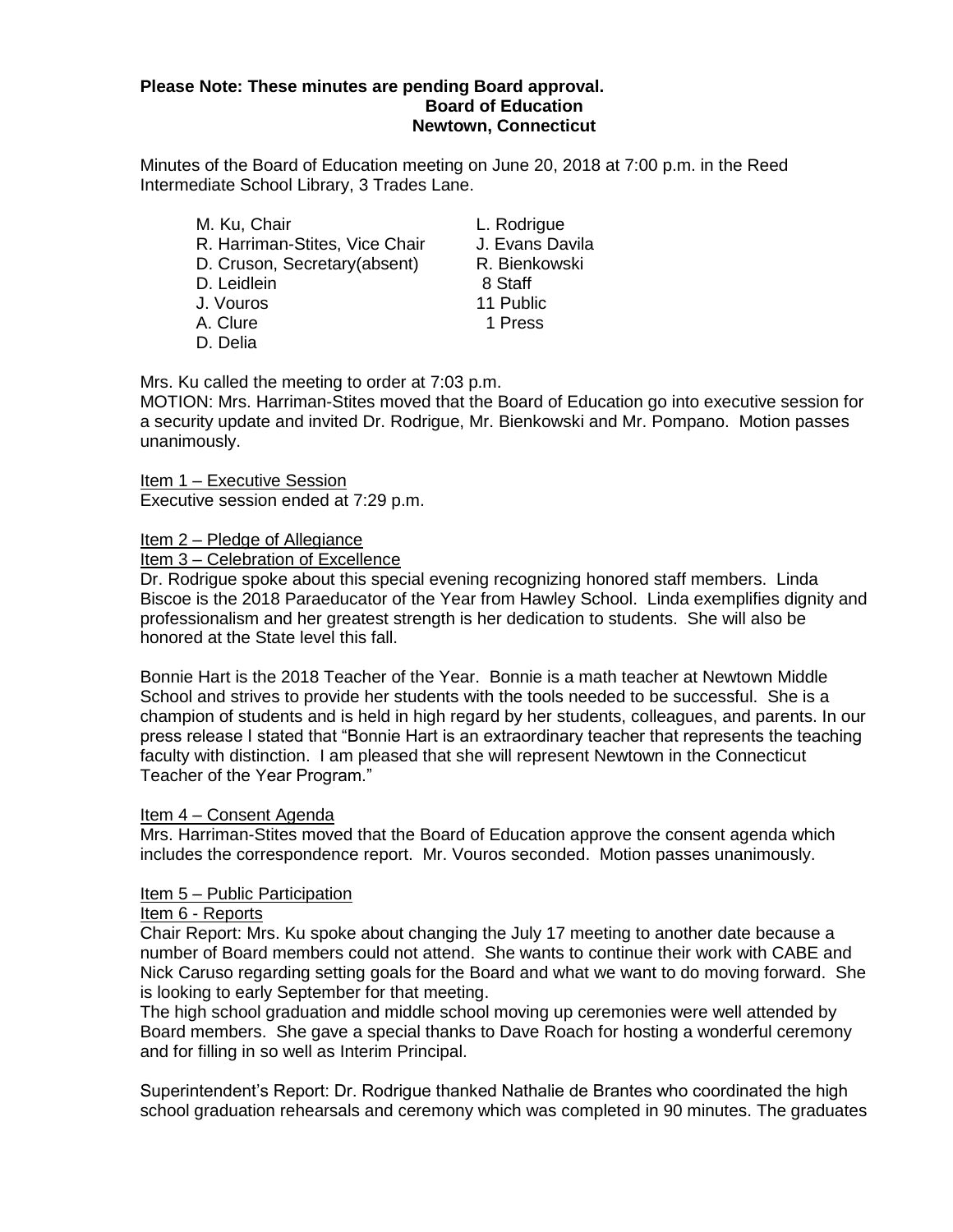**Please Note: These minutes are pending Board approval.**

**Board of Education**
**Newtown, Connecticut**

Minutes of the Board of Education meeting on June 20, 2018 at 7:00 p.m. in the Reed Intermediate School Library, 3 Trades Lane.

| | |
|---|---|
| M. Ku, Chair | L. Rodrigue |
| R. Harriman-Stites, Vice Chair | J. Evans Davila |
| D. Cruson, Secretary(absent) | R. Bienkowski |
| D. Leidlein | 8 Staff |
| J. Vouros | 11 Public |
| A. Clure | 1 Press |
| D. Delia | |

Mrs. Ku called the meeting to order at 7:03 p.m.
MOTION: Mrs. Harriman-Stites moved that the Board of Education go into executive session for a security update and invited Dr. Rodrigue, Mr. Bienkowski and Mr. Pompano. Motion passes unanimously.

Item 1 – Executive Session
Executive session ended at 7:29 p.m.

Item 2 – Pledge of Allegiance
Item 3 – Celebration of Excellence
Dr. Rodrigue spoke about this special evening recognizing honored staff members. Linda Biscoe is the 2018 Paraeducator of the Year from Hawley School. Linda exemplifies dignity and professionalism and her greatest strength is her dedication to students. She will also be honored at the State level this fall.

Bonnie Hart is the 2018 Teacher of the Year. Bonnie is a math teacher at Newtown Middle School and strives to provide her students with the tools needed to be successful. She is a champion of students and is held in high regard by her students, colleagues, and parents. In our press release I stated that "Bonnie Hart is an extraordinary teacher that represents the teaching faculty with distinction. I am pleased that she will represent Newtown in the Connecticut Teacher of the Year Program."

Item 4 – Consent Agenda
Mrs. Harriman-Stites moved that the Board of Education approve the consent agenda which includes the correspondence report. Mr. Vouros seconded. Motion passes unanimously.

Item 5 – Public Participation
Item 6 - Reports
Chair Report: Mrs. Ku spoke about changing the July 17 meeting to another date because a number of Board members could not attend. She wants to continue their work with CABE and Nick Caruso regarding setting goals for the Board and what we want to do moving forward. She is looking to early September for that meeting.
The high school graduation and middle school moving up ceremonies were well attended by Board members. She gave a special thanks to Dave Roach for hosting a wonderful ceremony and for filling in so well as Interim Principal.

Superintendent's Report: Dr. Rodrigue thanked Nathalie de Brantes who coordinated the high school graduation rehearsals and ceremony which was completed in 90 minutes. The graduates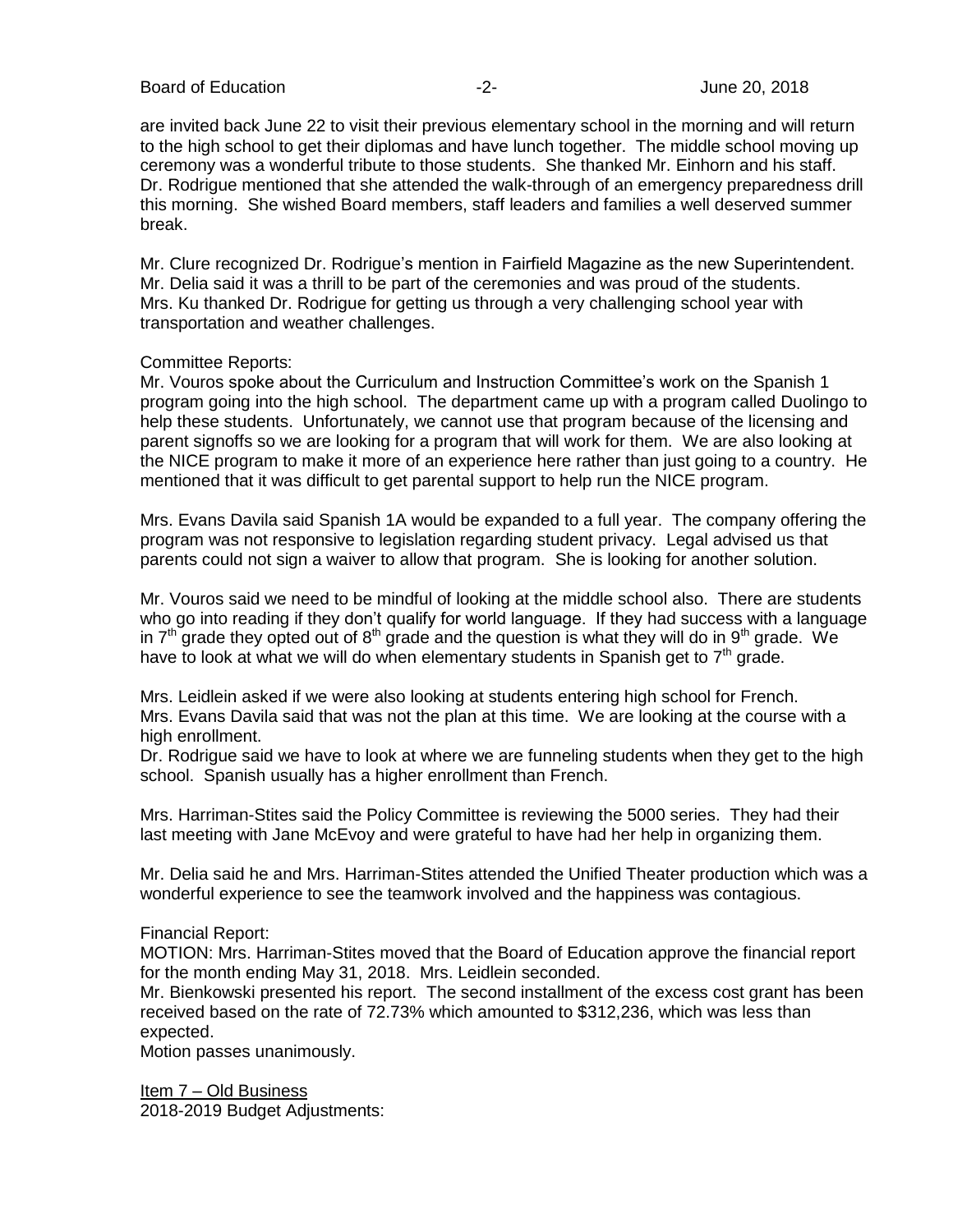are invited back June 22 to visit their previous elementary school in the morning and will return to the high school to get their diplomas and have lunch together. The middle school moving up ceremony was a wonderful tribute to those students. She thanked Mr. Einhorn and his staff. Dr. Rodrigue mentioned that she attended the walk-through of an emergency preparedness drill this morning. She wished Board members, staff leaders and families a well deserved summer break.

Mr. Clure recognized Dr. Rodrigue's mention in Fairfield Magazine as the new Superintendent. Mr. Delia said it was a thrill to be part of the ceremonies and was proud of the students. Mrs. Ku thanked Dr. Rodrigue for getting us through a very challenging school year with transportation and weather challenges.

Committee Reports:
Mr. Vouros spoke about the Curriculum and Instruction Committee's work on the Spanish 1 program going into the high school. The department came up with a program called Duolingo to help these students. Unfortunately, we cannot use that program because of the licensing and parent signoffs so we are looking for a program that will work for them. We are also looking at the NICE program to make it more of an experience here rather than just going to a country. He mentioned that it was difficult to get parental support to help run the NICE program.

Mrs. Evans Davila said Spanish 1A would be expanded to a full year. The company offering the program was not responsive to legislation regarding student privacy. Legal advised us that parents could not sign a waiver to allow that program. She is looking for another solution.

Mr. Vouros said we need to be mindful of looking at the middle school also. There are students who go into reading if they don't qualify for world language. If they had success with a language in 7th grade they opted out of 8th grade and the question is what they will do in 9th grade. We have to look at what we will do when elementary students in Spanish get to 7th grade.

Mrs. Leidlein asked if we were also looking at students entering high school for French.
Mrs. Evans Davila said that was not the plan at this time. We are looking at the course with a high enrollment.
Dr. Rodrigue said we have to look at where we are funneling students when they get to the high school. Spanish usually has a higher enrollment than French.

Mrs. Harriman-Stites said the Policy Committee is reviewing the 5000 series. They had their last meeting with Jane McEvoy and were grateful to have had her help in organizing them.

Mr. Delia said he and Mrs. Harriman-Stites attended the Unified Theater production which was a wonderful experience to see the teamwork involved and the happiness was contagious.

Financial Report:
MOTION: Mrs. Harriman-Stites moved that the Board of Education approve the financial report for the month ending May 31, 2018. Mrs. Leidlein seconded.
Mr. Bienkowski presented his report. The second installment of the excess cost grant has been received based on the rate of 72.73% which amounted to $312,236, which was less than expected.
Motion passes unanimously.

Item 7 – Old Business
2018-2019 Budget Adjustments: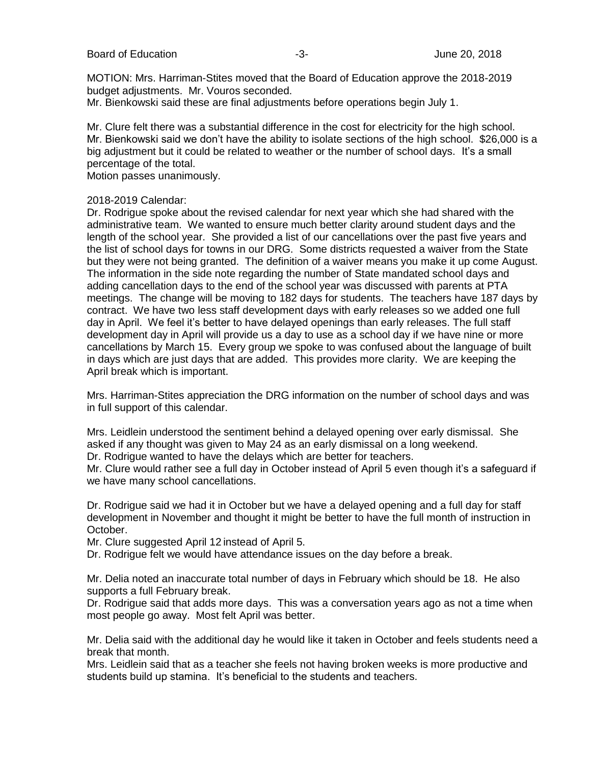MOTION: Mrs. Harriman-Stites moved that the Board of Education approve the 2018-2019 budget adjustments. Mr. Vouros seconded.
Mr. Bienkowski said these are final adjustments before operations begin July 1.

Mr. Clure felt there was a substantial difference in the cost for electricity for the high school. Mr. Bienkowski said we don't have the ability to isolate sections of the high school. $26,000 is a big adjustment but it could be related to weather or the number of school days. It's a small percentage of the total.
Motion passes unanimously.

2018-2019 Calendar:
Dr. Rodrigue spoke about the revised calendar for next year which she had shared with the administrative team. We wanted to ensure much better clarity around student days and the length of the school year. She provided a list of our cancellations over the past five years and the list of school days for towns in our DRG. Some districts requested a waiver from the State but they were not being granted. The definition of a waiver means you make it up come August. The information in the side note regarding the number of State mandated school days and adding cancellation days to the end of the school year was discussed with parents at PTA meetings. The change will be moving to 182 days for students. The teachers have 187 days by contract. We have two less staff development days with early releases so we added one full day in April. We feel it's better to have delayed openings than early releases. The full staff development day in April will provide us a day to use as a school day if we have nine or more cancellations by March 15. Every group we spoke to was confused about the language of built in days which are just days that are added. This provides more clarity. We are keeping the April break which is important.

Mrs. Harriman-Stites appreciation the DRG information on the number of school days and was in full support of this calendar.

Mrs. Leidlein understood the sentiment behind a delayed opening over early dismissal. She asked if any thought was given to May 24 as an early dismissal on a long weekend.
Dr. Rodrigue wanted to have the delays which are better for teachers.
Mr. Clure would rather see a full day in October instead of April 5 even though it's a safeguard if we have many school cancellations.

Dr. Rodrigue said we had it in October but we have a delayed opening and a full day for staff development in November and thought it might be better to have the full month of instruction in October.
Mr. Clure suggested April 12 instead of April 5.
Dr. Rodrigue felt we would have attendance issues on the day before a break.

Mr. Delia noted an inaccurate total number of days in February which should be 18. He also supports a full February break.
Dr. Rodrigue said that adds more days. This was a conversation years ago as not a time when most people go away. Most felt April was better.

Mr. Delia said with the additional day he would like it taken in October and feels students need a break that month.
Mrs. Leidlein said that as a teacher she feels not having broken weeks is more productive and students build up stamina. It's beneficial to the students and teachers.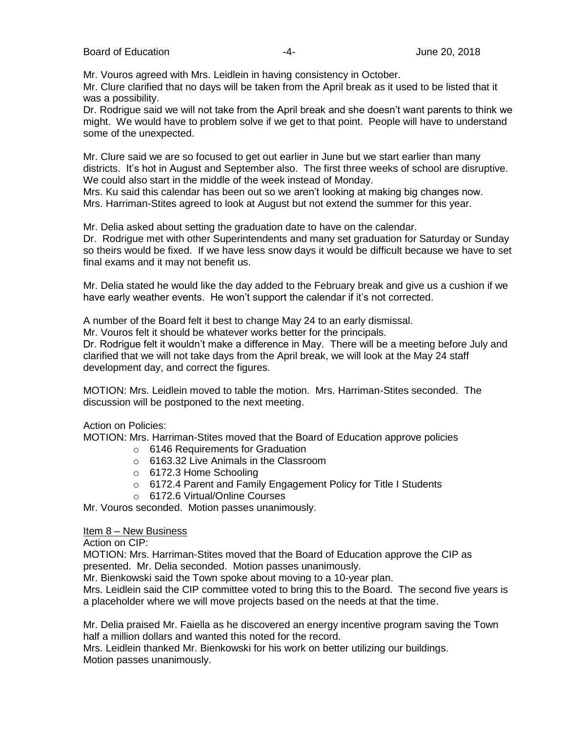Mr. Vouros agreed with Mrs. Leidlein in having consistency in October.

Mr. Clure clarified that no days will be taken from the April break as it used to be listed that it was a possibility.

Dr. Rodrigue said we will not take from the April break and she doesn't want parents to think we might. We would have to problem solve if we get to that point. People will have to understand some of the unexpected.

Mr. Clure said we are so focused to get out earlier in June but we start earlier than many districts. It's hot in August and September also. The first three weeks of school are disruptive. We could also start in the middle of the week instead of Monday.

Mrs. Ku said this calendar has been out so we aren't looking at making big changes now.

Mrs. Harriman-Stites agreed to look at August but not extend the summer for this year.

Mr. Delia asked about setting the graduation date to have on the calendar.

Dr. Rodrigue met with other Superintendents and many set graduation for Saturday or Sunday so theirs would be fixed. If we have less snow days it would be difficult because we have to set final exams and it may not benefit us.

Mr. Delia stated he would like the day added to the February break and give us a cushion if we have early weather events. He won't support the calendar if it's not corrected.

A number of the Board felt it best to change May 24 to an early dismissal.

Mr. Vouros felt it should be whatever works better for the principals.

Dr. Rodrigue felt it wouldn't make a difference in May. There will be a meeting before July and clarified that we will not take days from the April break, we will look at the May 24 staff development day, and correct the figures.

MOTION: Mrs. Leidlein moved to table the motion. Mrs. Harriman-Stites seconded. The discussion will be postponed to the next meeting.

Action on Policies:

MOTION: Mrs. Harriman-Stites moved that the Board of Education approve policies

- 6146 Requirements for Graduation
- 6163.32 Live Animals in the Classroom
- 6172.3 Home Schooling
- 6172.4 Parent and Family Engagement Policy for Title I Students
- 6172.6 Virtual/Online Courses

Mr. Vouros seconded. Motion passes unanimously.

Item 8 – New Business

Action on CIP:

MOTION: Mrs. Harriman-Stites moved that the Board of Education approve the CIP as presented. Mr. Delia seconded. Motion passes unanimously.

Mr. Bienkowski said the Town spoke about moving to a 10-year plan.

Mrs. Leidlein said the CIP committee voted to bring this to the Board. The second five years is a placeholder where we will move projects based on the needs at that the time.

Mr. Delia praised Mr. Faiella as he discovered an energy incentive program saving the Town half a million dollars and wanted this noted for the record.

Mrs. Leidlein thanked Mr. Bienkowski for his work on better utilizing our buildings.

Motion passes unanimously.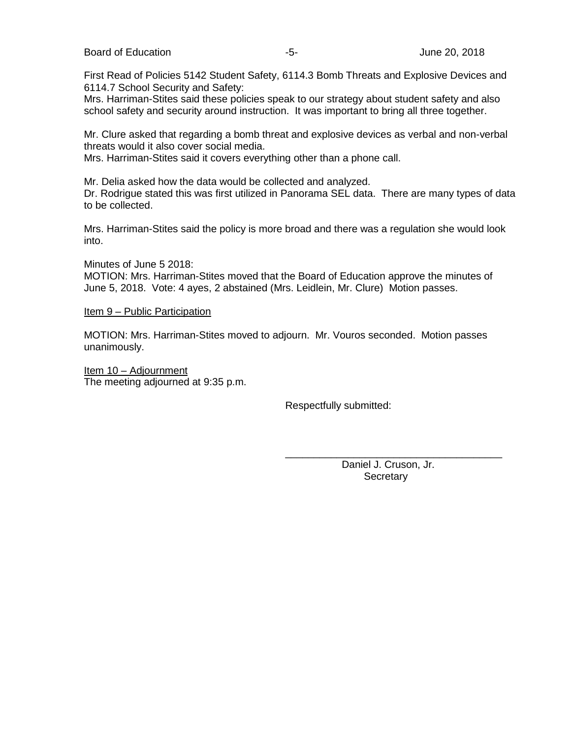First Read of Policies 5142 Student Safety, 6114.3 Bomb Threats and Explosive Devices and 6114.7 School Security and Safety:
Mrs. Harriman-Stites said these policies speak to our strategy about student safety and also school safety and security around instruction. It was important to bring all three together.

Mr. Clure asked that regarding a bomb threat and explosive devices as verbal and non-verbal threats would it also cover social media.
Mrs. Harriman-Stites said it covers everything other than a phone call.

Mr. Delia asked how the data would be collected and analyzed.
Dr. Rodrigue stated this was first utilized in Panorama SEL data. There are many types of data to be collected.

Mrs. Harriman-Stites said the policy is more broad and there was a regulation she would look into.

Minutes of June 5 2018:
MOTION: Mrs. Harriman-Stites moved that the Board of Education approve the minutes of June 5, 2018. Vote: 4 ayes, 2 abstained (Mrs. Leidlein, Mr. Clure) Motion passes.

<u>Item 9 – Public Participation</u>

MOTION: Mrs. Harriman-Stites moved to adjourn. Mr. Vouros seconded. Motion passes unanimously.

<u>Item 10 – Adjournment</u>
The meeting adjourned at 9:35 p.m.

Respectfully submitted:

\_\_\_\_\_\_\_\_\_\_\_\_\_\_\_\_\_\_\_\_\_\_\_\_\_\_\_\_\_\_\_\_\_\_\_\_\_\_

Daniel J. Cruson, Jr.
Secretary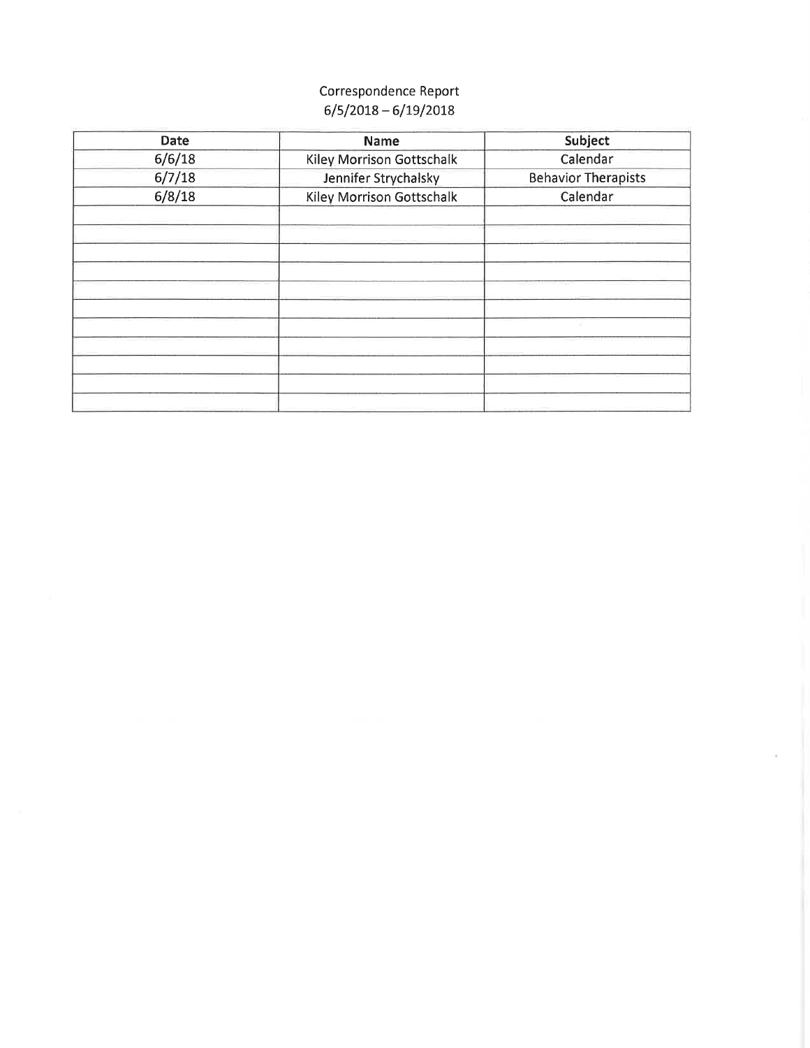Correspondence Report
6/5/2018 – 6/19/2018

| Date | Name | Subject |
|---|---|---|
| 6/6/18 | Kiley Morrison Gottschalk | Calendar |
| 6/7/18 | Jennifer Strychalsky | Behavior Therapists |
| 6/8/18 | Kiley Morrison Gottschalk | Calendar |
| | | |
| | | |
| | | |
| | | |
| | | |
| | | |
| | | |
| | | |
| | | |
| | | |
| | | |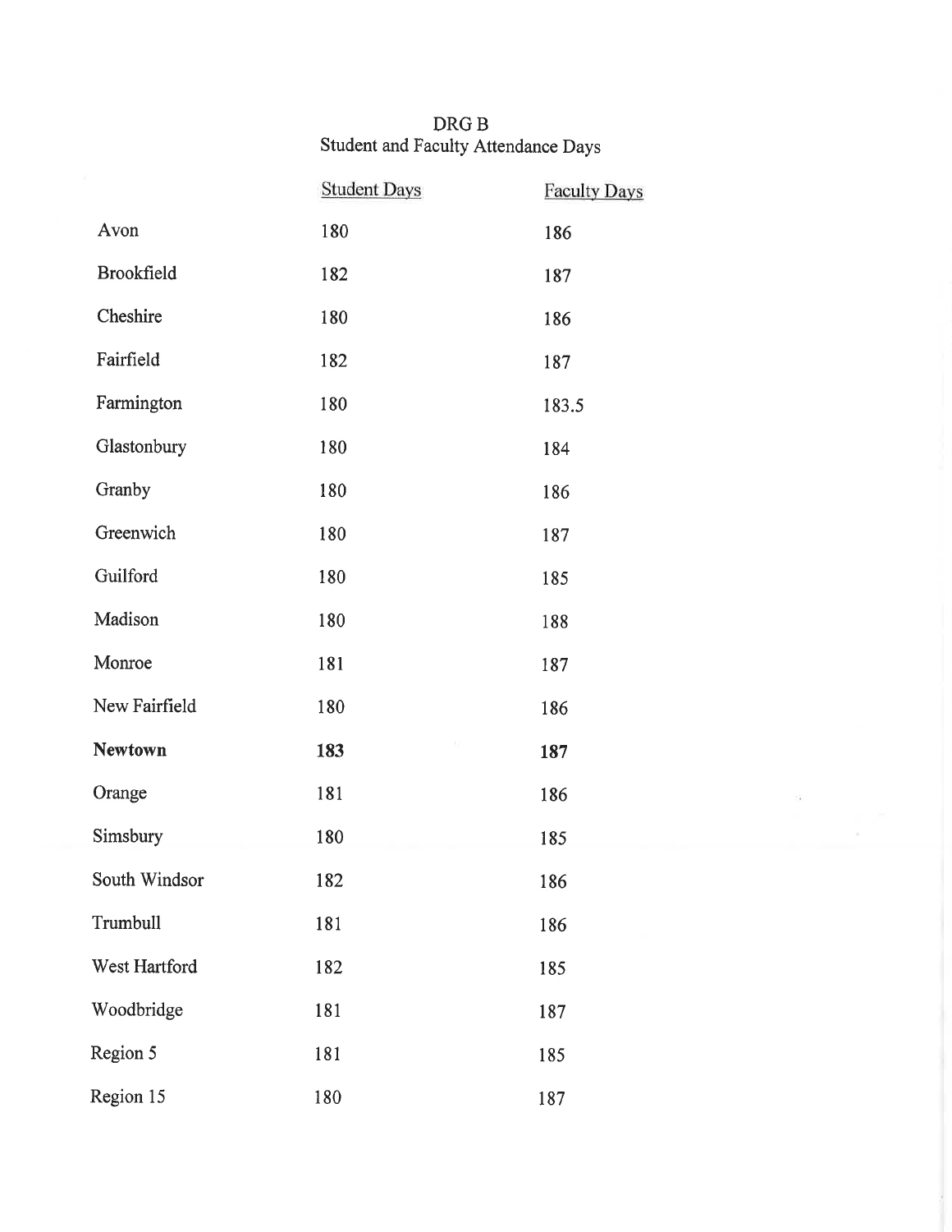DRG B

Student and Faculty Attendance Days

| | Student Days | Faculty Days |
|---|---|---|
| Avon | 180 | 186 |
| Brookfield | 182 | 187 |
| Cheshire | 180 | 186 |
| Fairfield | 182 | 187 |
| Farmington | 180 | 183.5 |
| Glastonbury | 180 | 184 |
| Granby | 180 | 186 |
| Greenwich | 180 | 187 |
| Guilford | 180 | 185 |
| Madison | 180 | 188 |
| Monroe | 181 | 187 |
| New Fairfield | 180 | 186 |
| **Newtown** | **183** | **187** |
| Orange | 181 | 186 |
| Simsbury | 180 | 185 |
| South Windsor | 182 | 186 |
| Trumbull | 181 | 186 |
| West Hartford | 182 | 185 |
| Woodbridge | 181 | 187 |
| Region 5 | 181 | 185 |
| Region 15 | 180 | 187 |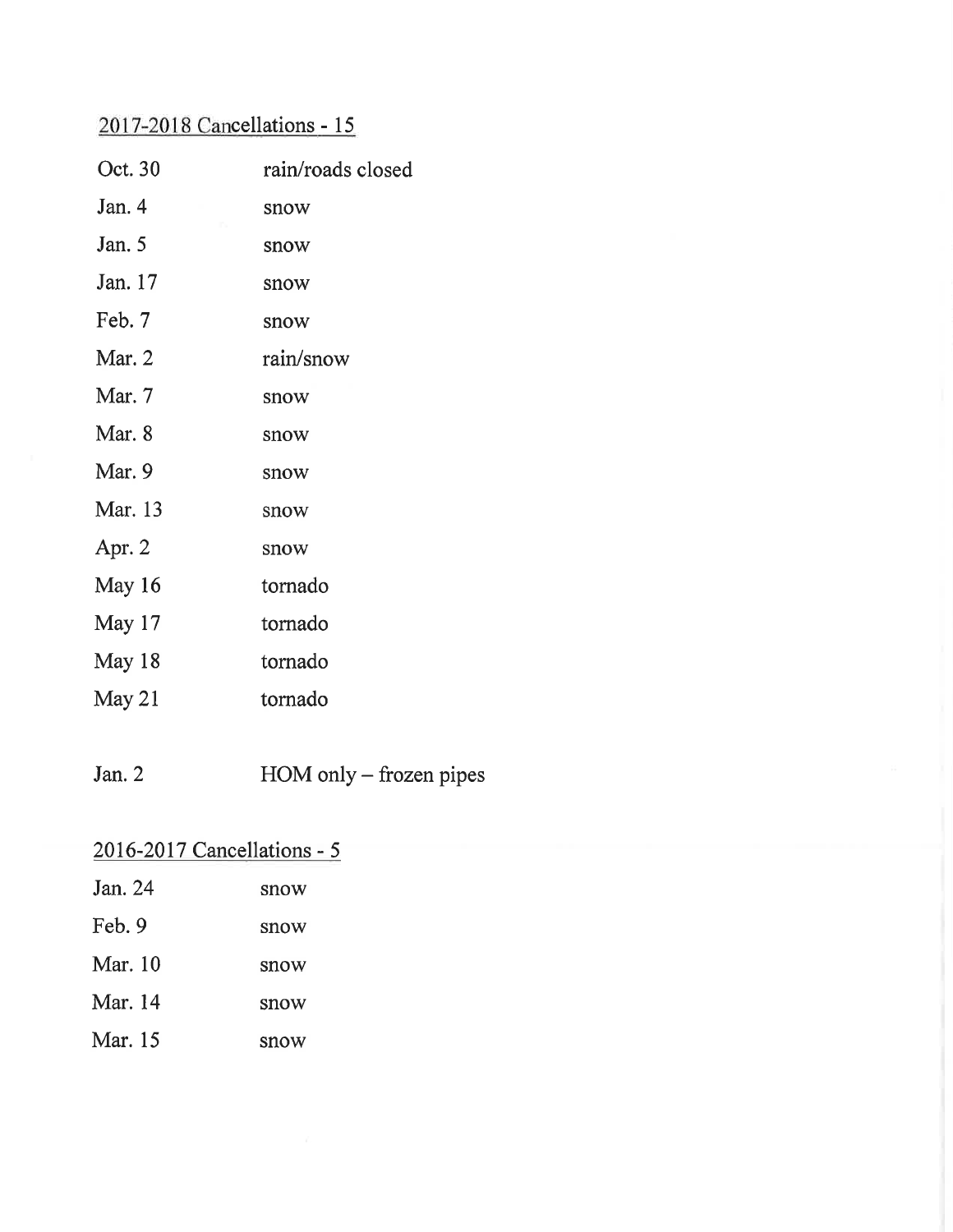<u>2017-2018 Cancellations - 15</u>

| | |
|---|---|
| Oct. 30 | rain/roads closed |
| Jan. 4 | snow |
| Jan. 5 | snow |
| Jan. 17 | snow |
| Feb. 7 | snow |
| Mar. 2 | rain/snow |
| Mar. 7 | snow |
| Mar. 8 | snow |
| Mar. 9 | snow |
| Mar. 13 | snow |
| Apr. 2 | snow |
| May 16 | tornado |
| May 17 | tornado |
| May 18 | tornado |
| May 21 | tornado |

| | |
|---|---|
| Jan. 2 | HOM only – frozen pipes |

<u>2016-2017 Cancellations - 5</u>

| | |
|---|---|
| Jan. 24 | snow |
| Feb. 9 | snow |
| Mar. 10 | snow |
| Mar. 14 | snow |
| Mar. 15 | snow |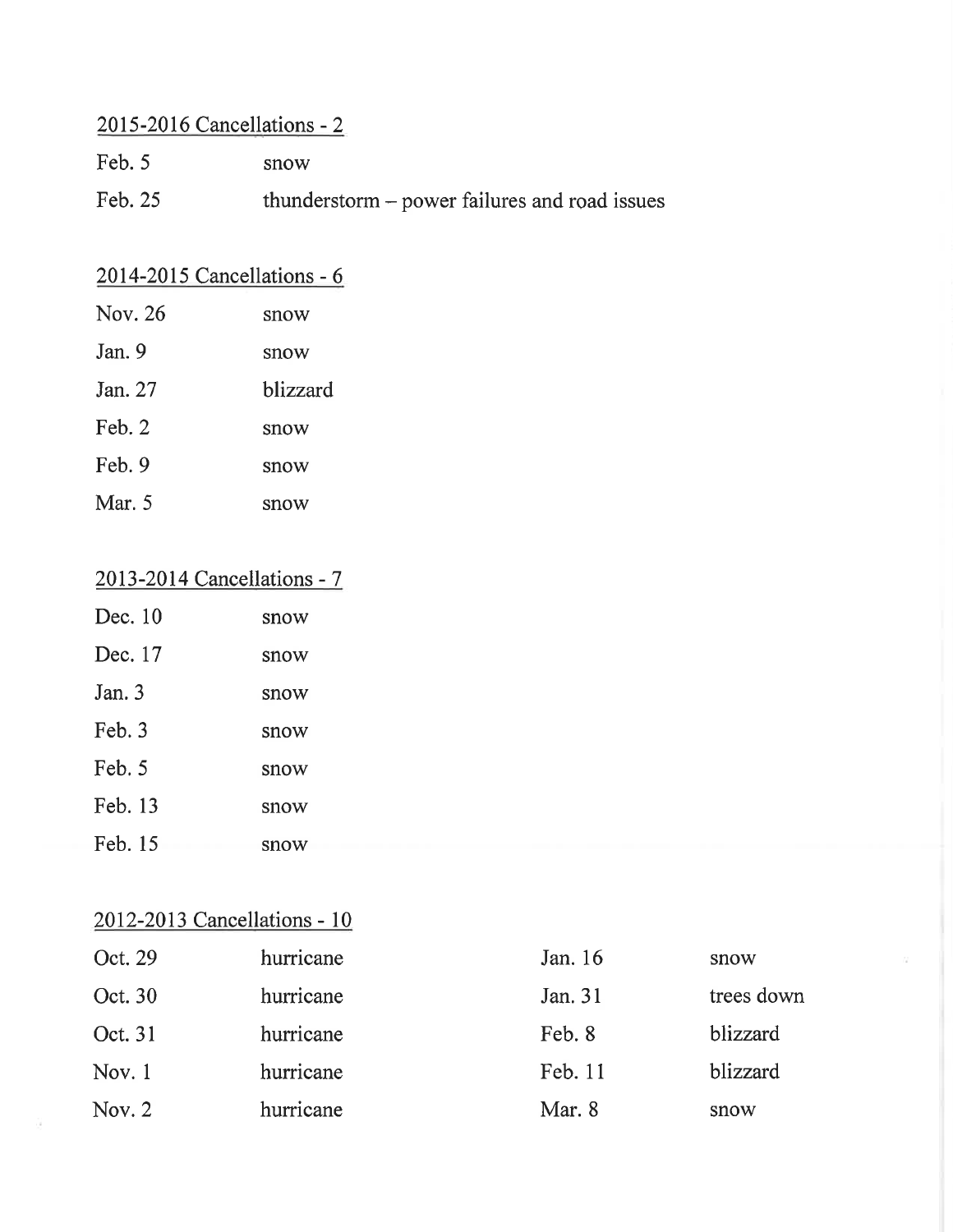<u>2015-2016 Cancellations - 2</u>

| | |
|---|---|
| Feb. 5 | snow |
| Feb. 25 | thunderstorm – power failures and road issues |

<u>2014-2015 Cancellations - 6</u>

| | |
|---|---|
| Nov. 26 | snow |
| Jan. 9 | snow |
| Jan. 27 | blizzard |
| Feb. 2 | snow |
| Feb. 9 | snow |
| Mar. 5 | snow |

<u>2013-2014 Cancellations - 7</u>

| | |
|---|---|
| Dec. 10 | snow |
| Dec. 17 | snow |
| Jan. 3 | snow |
| Feb. 3 | snow |
| Feb. 5 | snow |
| Feb. 13 | snow |
| Feb. 15 | snow |

<u>2012-2013 Cancellations - 10</u>

| | |
|---|---|
| Oct. 29 | hurricane |
| Oct. 30 | hurricane |
| Oct. 31 | hurricane |
| Nov. 1 | hurricane |
| Nov. 2 | hurricane |
| Jan. 16 | snow |
| Jan. 31 | trees down |
| Feb. 8 | blizzard |
| Feb. 11 | blizzard |
| Mar. 8 | snow |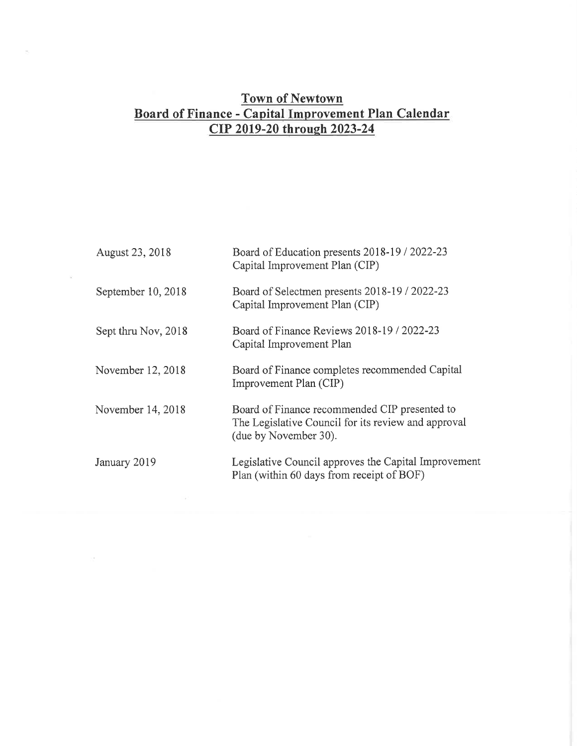## Town of Newtown
## Board of Finance - Capital Improvement Plan Calendar
## CIP 2019-20 through 2023-24

| | |
|---|---|
| August 23, 2018 | Board of Education presents 2018-19 / 2022-23 Capital Improvement Plan (CIP) |
| September 10, 2018 | Board of Selectmen presents 2018-19 / 2022-23 Capital Improvement Plan (CIP) |
| Sept thru Nov, 2018 | Board of Finance Reviews 2018-19 / 2022-23 Capital Improvement Plan |
| November 12, 2018 | Board of Finance completes recommended Capital Improvement Plan (CIP) |
| November 14, 2018 | Board of Finance recommended CIP presented to The Legislative Council for its review and approval (due by November 30). |
| January 2019 | Legislative Council approves the Capital Improvement Plan (within 60 days from receipt of BOF) |